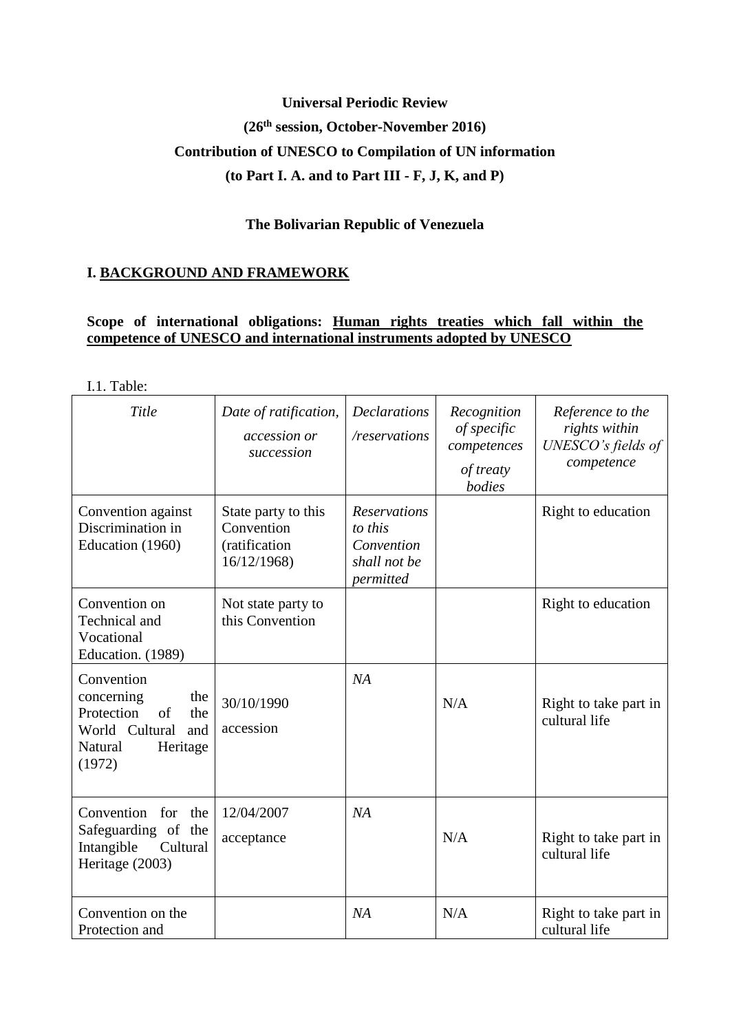**Universal Periodic Review**

**(26th session, October-November 2016)**

**Contribution of UNESCO to Compilation of UN information**

**(to Part I. A. and to Part III - F, J, K, and P)**

**The Bolivarian Republic of Venezuela**

## I. BACKGROUND AND FRAMEWORK

**Scope of international obligations: Human rights treaties which fall within the competence of UNESCO and international instruments adopted by UNESCO**

I.1. Table:

| *Title* | *Date of ratification, accession or succession* | *Declarations /reservations* | *Recognition of specific competences of treaty bodies* | *Reference to the rights within UNESCO's fields of competence* |
|---|---|---|---|---|
| Convention against Discrimination in Education (1960) | State party to this Convention (ratification 16/12/1968) | *Reservations to this Convention shall not be permitted* | | Right to education |
| Convention on Technical and Vocational Education. (1989) | Not state party to this Convention | | | Right to education |
| Convention concerning the Protection of the World Cultural and Natural Heritage (1972) | 30/10/1990 accession | *NA* | N/A | Right to take part in cultural life |
| Convention for the Safeguarding of the Intangible Cultural Heritage (2003) | 12/04/2007 acceptance | *NA* | N/A | Right to take part in cultural life |
| Convention on the Protection and | | *NA* | N/A | Right to take part in cultural life |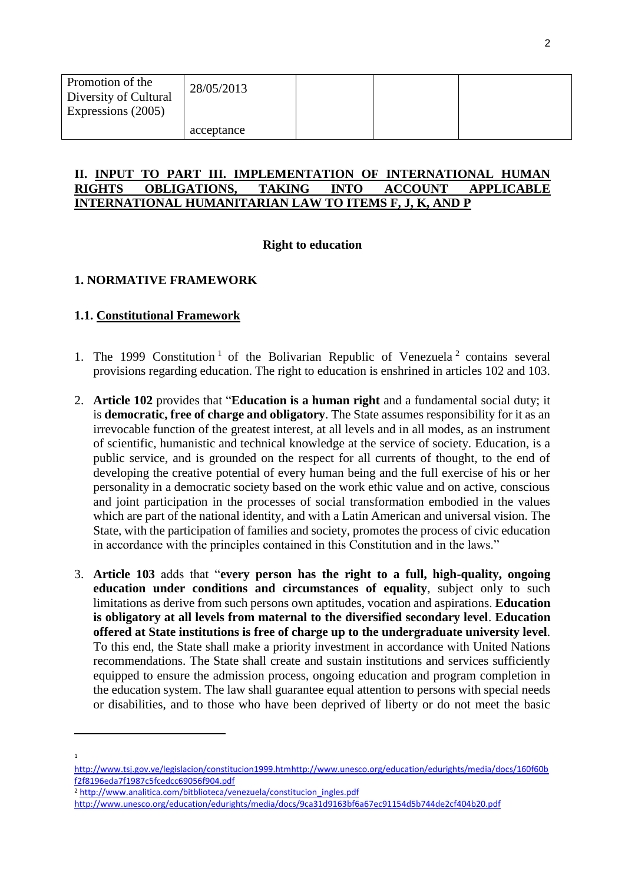| Promotion of the Diversity of Cultural Expressions (2005) | 28/05/2013<br><br>acceptance | | | |
|---|---|---|---|---|

## II. INPUT TO PART III. IMPLEMENTATION OF INTERNATIONAL HUMAN RIGHTS OBLIGATIONS, TAKING INTO ACCOUNT APPLICABLE INTERNATIONAL HUMANITARIAN LAW TO ITEMS F, J, K, AND P

**Right to education**

### 1. NORMATIVE FRAMEWORK

#### 1.1. Constitutional Framework

1. The 1999 Constitution [1] of the Bolivarian Republic of Venezuela [2] contains several provisions regarding education. The right to education is enshrined in articles 102 and 103.

2. **Article 102** provides that "**Education is a human right** and a fundamental social duty; it is **democratic, free of charge and obligatory**. The State assumes responsibility for it as an irrevocable function of the greatest interest, at all levels and in all modes, as an instrument of scientific, humanistic and technical knowledge at the service of society. Education, is a public service, and is grounded on the respect for all currents of thought, to the end of developing the creative potential of every human being and the full exercise of his or her personality in a democratic society based on the work ethic value and on active, conscious and joint participation in the processes of social transformation embodied in the values which are part of the national identity, and with a Latin American and universal vision. The State, with the participation of families and society, promotes the process of civic education in accordance with the principles contained in this Constitution and in the laws."

3. **Article 103** adds that "**every person has the right to a full, high-quality, ongoing education under conditions and circumstances of equality**, subject only to such limitations as derive from such persons own aptitudes, vocation and aspirations. **Education is obligatory at all levels from maternal to the diversified secondary level**. **Education offered at State institutions is free of charge up to the undergraduate university level**. To this end, the State shall make a priority investment in accordance with United Nations recommendations. The State shall create and sustain institutions and services sufficiently equipped to ensure the admission process, ongoing education and program completion in the education system. The law shall guarantee equal attention to persons with special needs or disabilities, and to those who have been deprived of liberty or do not meet the basic

---

[1] http://www.tsj.gov.ve/legislacion/constitucion1999.htmhttp://www.unesco.org/education/edurights/media/docs/160f60bf2f8196eda7f1987c5fcedcc69056f904.pdf

[2] http://www.analitica.com/bitblioteca/venezuela/constitucion_ingles.pdf
http://www.unesco.org/education/edurights/media/docs/9ca31d9163bf6a67ec91154d5b744de2cf404b20.pdf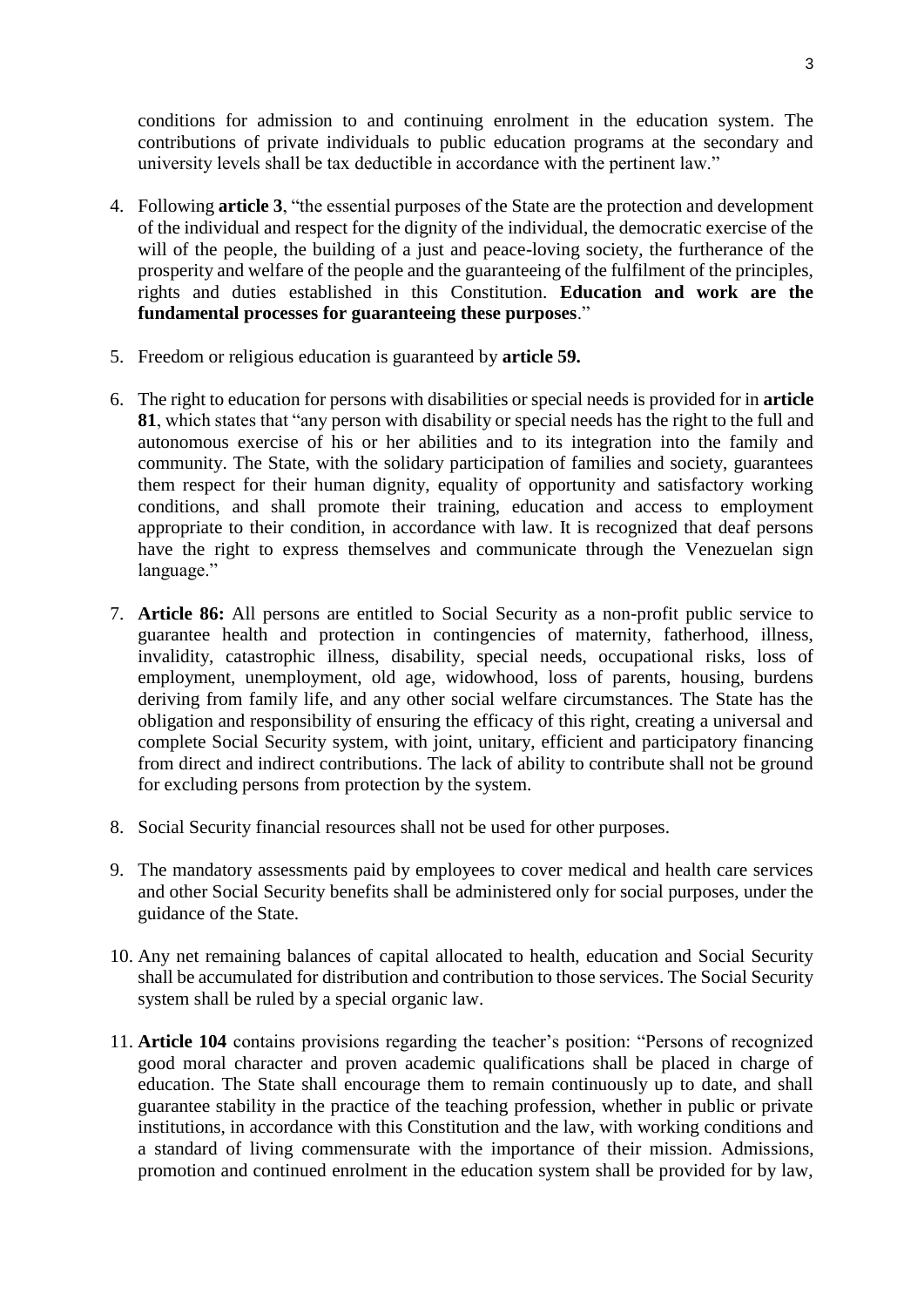conditions for admission to and continuing enrolment in the education system. The contributions of private individuals to public education programs at the secondary and university levels shall be tax deductible in accordance with the pertinent law."

4. Following **article 3**, "the essential purposes of the State are the protection and development of the individual and respect for the dignity of the individual, the democratic exercise of the will of the people, the building of a just and peace-loving society, the furtherance of the prosperity and welfare of the people and the guaranteeing of the fulfilment of the principles, rights and duties established in this Constitution. **Education and work are the fundamental processes for guaranteeing these purposes**."

5. Freedom or religious education is guaranteed by **article 59.**

6. The right to education for persons with disabilities or special needs is provided for in **article 81**, which states that "any person with disability or special needs has the right to the full and autonomous exercise of his or her abilities and to its integration into the family and community. The State, with the solidary participation of families and society, guarantees them respect for their human dignity, equality of opportunity and satisfactory working conditions, and shall promote their training, education and access to employment appropriate to their condition, in accordance with law. It is recognized that deaf persons have the right to express themselves and communicate through the Venezuelan sign language."

7. **Article 86:** All persons are entitled to Social Security as a non-profit public service to guarantee health and protection in contingencies of maternity, fatherhood, illness, invalidity, catastrophic illness, disability, special needs, occupational risks, loss of employment, unemployment, old age, widowhood, loss of parents, housing, burdens deriving from family life, and any other social welfare circumstances. The State has the obligation and responsibility of ensuring the efficacy of this right, creating a universal and complete Social Security system, with joint, unitary, efficient and participatory financing from direct and indirect contributions. The lack of ability to contribute shall not be ground for excluding persons from protection by the system.

8. Social Security financial resources shall not be used for other purposes.

9. The mandatory assessments paid by employees to cover medical and health care services and other Social Security benefits shall be administered only for social purposes, under the guidance of the State.

10. Any net remaining balances of capital allocated to health, education and Social Security shall be accumulated for distribution and contribution to those services. The Social Security system shall be ruled by a special organic law.

11. **Article 104** contains provisions regarding the teacher's position: "Persons of recognized good moral character and proven academic qualifications shall be placed in charge of education. The State shall encourage them to remain continuously up to date, and shall guarantee stability in the practice of the teaching profession, whether in public or private institutions, in accordance with this Constitution and the law, with working conditions and a standard of living commensurate with the importance of their mission. Admissions, promotion and continued enrolment in the education system shall be provided for by law,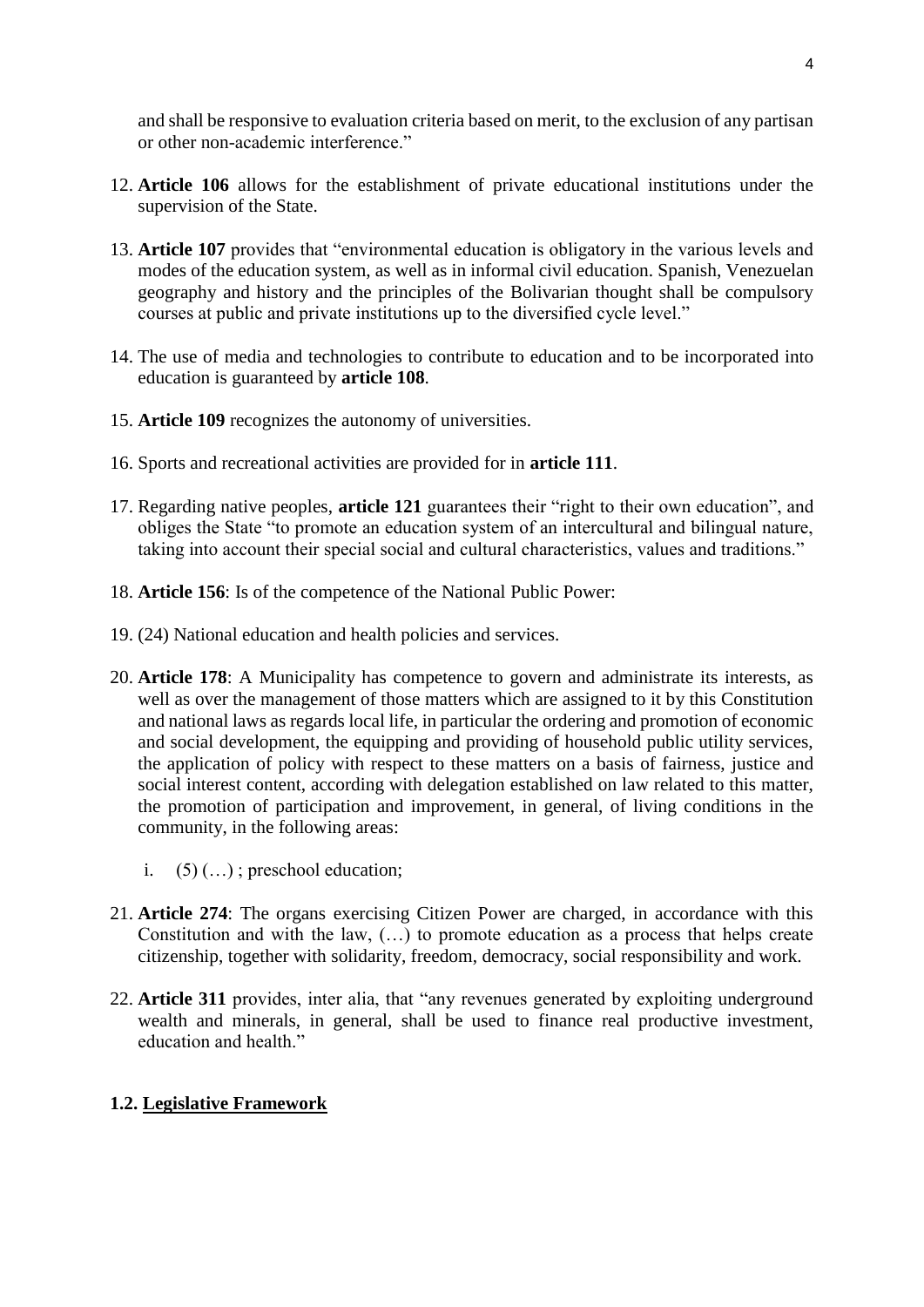and shall be responsive to evaluation criteria based on merit, to the exclusion of any partisan or other non-academic interference."

12. **Article 106** allows for the establishment of private educational institutions under the supervision of the State.

13. **Article 107** provides that "environmental education is obligatory in the various levels and modes of the education system, as well as in informal civil education. Spanish, Venezuelan geography and history and the principles of the Bolivarian thought shall be compulsory courses at public and private institutions up to the diversified cycle level."

14. The use of media and technologies to contribute to education and to be incorporated into education is guaranteed by **article 108**.

15. **Article 109** recognizes the autonomy of universities.

16. Sports and recreational activities are provided for in **article 111**.

17. Regarding native peoples, **article 121** guarantees their "right to their own education", and obliges the State "to promote an education system of an intercultural and bilingual nature, taking into account their special social and cultural characteristics, values and traditions."

18. **Article 156**: Is of the competence of the National Public Power:

19. (24) National education and health policies and services.

20. **Article 178**: A Municipality has competence to govern and administrate its interests, as well as over the management of those matters which are assigned to it by this Constitution and national laws as regards local life, in particular the ordering and promotion of economic and social development, the equipping and providing of household public utility services, the application of policy with respect to these matters on a basis of fairness, justice and social interest content, according with delegation established on law related to this matter, the promotion of participation and improvement, in general, of living conditions in the community, in the following areas:

    i. (5) (…) ; preschool education;

21. **Article 274**: The organs exercising Citizen Power are charged, in accordance with this Constitution and with the law, (…) to promote education as a process that helps create citizenship, together with solidarity, freedom, democracy, social responsibility and work.

22. **Article 311** provides, inter alia, that "any revenues generated by exploiting underground wealth and minerals, in general, shall be used to finance real productive investment, education and health."

### 1.2. Legislative Framework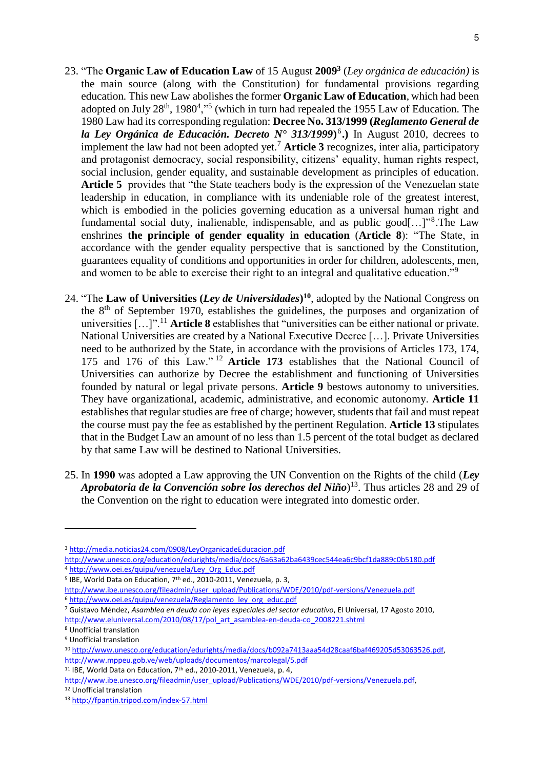23. "The **Organic Law of Education Law** of 15 August **2009**[3] (*Ley orgánica de educación)* is the main source (along with the Constitution) for fundamental provisions regarding education. This new Law abolishes the former **Organic Law of Education**, which had been adopted on July 28th, 1980[4],"[5] (which in turn had repealed the 1955 Law of Education. The 1980 Law had its corresponding regulation: **Decree No. 313/1999 (*Reglamento General de la Ley Orgánica de Educación. Decreto N° 313/1999*)**[6]**.)** In August 2010, decrees to implement the law had not been adopted yet.[7] **Article 3** recognizes, inter alia, participatory and protagonist democracy, social responsibility, citizens' equality, human rights respect, social inclusion, gender equality, and sustainable development as principles of education. **Article 5** provides that "the State teachers body is the expression of the Venezuelan state leadership in education, in compliance with its undeniable role of the greatest interest, which is embodied in the policies governing education as a universal human right and fundamental social duty, inalienable, indispensable, and as public good[…]"[8].The Law enshrines **the principle of gender equality in education** (**Article 8**): "The State, in accordance with the gender equality perspective that is sanctioned by the Constitution, guarantees equality of conditions and opportunities in order for children, adolescents, men, and women to be able to exercise their right to an integral and qualitative education."[9]

24. "The **Law of Universities (*Ley de Universidades*)**[10], adopted by the National Congress on the 8th of September 1970, establishes the guidelines, the purposes and organization of universities […]".[11] **Article 8** establishes that "universities can be either national or private. National Universities are created by a National Executive Decree […]. Private Universities need to be authorized by the State, in accordance with the provisions of Articles 173, 174, 175 and 176 of this Law."[12] **Article 173** establishes that the National Council of Universities can authorize by Decree the establishment and functioning of Universities founded by natural or legal private persons. **Article 9** bestows autonomy to universities. They have organizational, academic, administrative, and economic autonomy. **Article 11** establishes that regular studies are free of charge; however, students that fail and must repeat the course must pay the fee as established by the pertinent Regulation. **Article 13** stipulates that in the Budget Law an amount of no less than 1.5 percent of the total budget as declared by that same Law will be destined to National Universities.

25. In **1990** was adopted a Law approving the UN Convention on the Rights of the child (***Ley Aprobatoria de la Convención sobre los derechos del Niño***)[13]. Thus articles 28 and 29 of the Convention on the right to education were integrated into domestic order.

---

[3] http://media.noticias24.com/0908/LeyOrganicadeEducacion.pdf
http://www.unesco.org/education/edurights/media/docs/6a63a62ba6439cec544ea6c9bcf1da889c0b5180.pdf

[4] http://www.oei.es/quipu/venezuela/Ley_Org_Educ.pdf

[5] IBE, World Data on Education, 7th ed., 2010-2011, Venezuela, p. 3,
http://www.ibe.unesco.org/fileadmin/user_upload/Publications/WDE/2010/pdf-versions/Venezuela.pdf

[6] http://www.oei.es/quipu/venezuela/Reglamento_ley_org_educ.pdf

[7] Guistavo Méndez, *Asamblea en deuda con leyes especiales del sector educativo*, El Universal, 17 Agosto 2010,
http://www.eluniversal.com/2010/08/17/pol_art_asamblea-en-deuda-co_2008221.shtml

[8] Unofficial translation

[9] Unofficial translation

[10] http://www.unesco.org/education/edurights/media/docs/b092a7413aaa54d28caaf6baf469205d53063526.pdf,
http://www.mppeu.gob.ve/web/uploads/documentos/marcolegal/5.pdf

[11] IBE, World Data on Education, 7th ed., 2010-2011, Venezuela, p. 4,
http://www.ibe.unesco.org/fileadmin/user_upload/Publications/WDE/2010/pdf-versions/Venezuela.pdf,

[12] Unofficial translation

[13] http://fpantin.tripod.com/index-57.html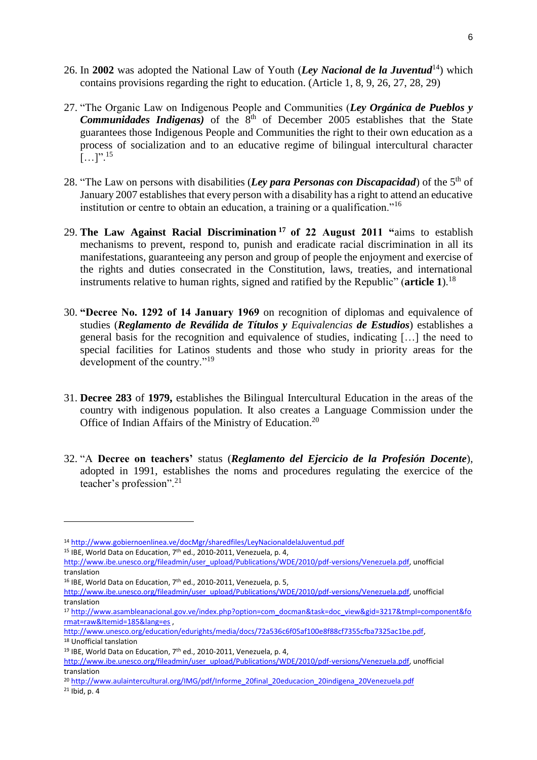26. In **2002** was adopted the National Law of Youth (***Ley Nacional de la Juventud***[14]) which contains provisions regarding the right to education. (Article 1, 8, 9, 26, 27, 28, 29)

27. "The Organic Law on Indigenous People and Communities (***Ley Orgánica de Pueblos y Communidades Indigenas)*** of the 8th of December 2005 establishes that the State guarantees those Indigenous People and Communities the right to their own education as a process of socialization and to an educative regime of bilingual intercultural character […]".[15]

28. "The Law on persons with disabilities (***Ley para Personas con Discapacidad***) of the 5th of January 2007 establishes that every person with a disability has a right to attend an educative institution or centre to obtain an education, a training or a qualification."[16]

29. **The Law Against Racial Discrimination**[17] **of 22 August 2011 "**aims to establish mechanisms to prevent, respond to, punish and eradicate racial discrimination in all its manifestations, guaranteeing any person and group of people the enjoyment and exercise of the rights and duties consecrated in the Constitution, laws, treaties, and international instruments relative to human rights, signed and ratified by the Republic" (**article 1**).[18]

30. **"Decree No. 1292 of 14 January 1969** on recognition of diplomas and equivalence of studies (***Reglamento de Reválida de Títulos y*** *Equivalencias* ***de Estudios***) establishes a general basis for the recognition and equivalence of studies, indicating […] the need to special facilities for Latinos students and those who study in priority areas for the development of the country."[19]

31. **Decree 283** of **1979,** establishes the Bilingual Intercultural Education in the areas of the country with indigenous population. It also creates a Language Commission under the Office of Indian Affairs of the Ministry of Education.[20]

32. "A **Decree on teachers'** status (***Reglamento del Ejercicio de la Profesión Docente***), adopted in 1991, establishes the noms and procedures regulating the exercice of the teacher's profession".[21]

---

[14] http://www.gobiernoenlinea.ve/docMgr/sharedfiles/LeyNacionaldelaJuventud.pdf

[15] IBE, World Data on Education, 7th ed., 2010-2011, Venezuela, p. 4, http://www.ibe.unesco.org/fileadmin/user_upload/Publications/WDE/2010/pdf-versions/Venezuela.pdf, unofficial translation

[16] IBE, World Data on Education, 7th ed., 2010-2011, Venezuela, p. 5, http://www.ibe.unesco.org/fileadmin/user_upload/Publications/WDE/2010/pdf-versions/Venezuela.pdf, unofficial translation

[17] http://www.asambleanacional.gov.ve/index.php?option=com_docman&task=doc_view&gid=3217&tmpl=component&format=raw&Itemid=185&lang=es , http://www.unesco.org/education/edurights/media/docs/72a536c6f05af100e8f88cf7355cfba7325ac1be.pdf,

[18] Unofficial tanslation

[19] IBE, World Data on Education, 7th ed., 2010-2011, Venezuela, p. 4, http://www.ibe.unesco.org/fileadmin/user_upload/Publications/WDE/2010/pdf-versions/Venezuela.pdf, unofficial translation

[20] http://www.aulaintercultural.org/IMG/pdf/Informe_20final_20educacion_20indigena_20Venezuela.pdf

[21] Ibid, p. 4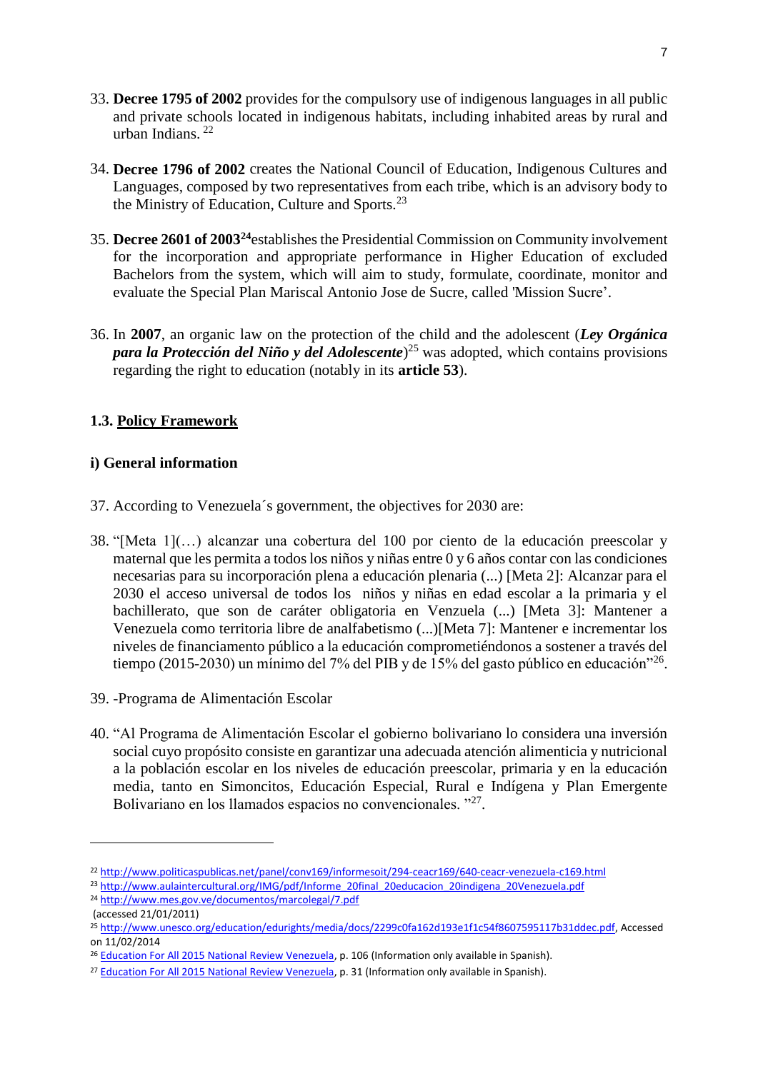33. **Decree 1795 of 2002** provides for the compulsory use of indigenous languages in all public and private schools located in indigenous habitats, including inhabited areas by rural and urban Indians. [22]

34. **Decree 1796 of 2002** creates the National Council of Education, Indigenous Cultures and Languages, composed by two representatives from each tribe, which is an advisory body to the Ministry of Education, Culture and Sports.[23]

35. **Decree 2601 of 2003**[24]establishes the Presidential Commission on Community involvement for the incorporation and appropriate performance in Higher Education of excluded Bachelors from the system, which will aim to study, formulate, coordinate, monitor and evaluate the Special Plan Mariscal Antonio Jose de Sucre, called 'Mission Sucre'.

36. In **2007**, an organic law on the protection of the child and the adolescent (***Ley Orgánica para la Protección del Niño y del Adolescente***)[25] was adopted, which contains provisions regarding the right to education (notably in its **article 53**).

### 1.3. Policy Framework

#### i) General information

37. According to Venezuela´s government, the objectives for 2030 are:

38. "[Meta 1](…) alcanzar una cobertura del 100 por ciento de la educación preescolar y maternal que les permita a todos los niños y niñas entre 0 y 6 años contar con las condiciones necesarias para su incorporación plena a educación plenaria (...) [Meta 2]: Alcanzar para el 2030 el acceso universal de todos los niños y niñas en edad escolar a la primaria y el bachillerato, que son de caráter obligatoria en Venzuela (...) [Meta 3]: Mantener a Venezuela como territoria libre de analfabetismo (...)[Meta 7]: Mantener e incrementar los niveles de financiamento público a la educación comprometiéndonos a sostener a través del tiempo (2015-2030) un mínimo del 7% del PIB y de 15% del gasto público en educación"[26].

39. -Programa de Alimentación Escolar

40. "Al Programa de Alimentación Escolar el gobierno bolivariano lo considera una inversión social cuyo propósito consiste en garantizar una adecuada atención alimenticia y nutricional a la población escolar en los niveles de educación preescolar, primaria y en la educación media, tanto en Simoncitos, Educación Especial, Rural e Indígena y Plan Emergente Bolivariano en los llamados espacios no convencionales. "[27].

---

[22] http://www.politicaspublicas.net/panel/conv169/informesoit/294-ceacr169/640-ceacr-venezuela-c169.html

[23] http://www.aulaintercultural.org/IMG/pdf/Informe_20final_20educacion_20indigena_20Venezuela.pdf

[24] http://www.mes.gov.ve/documentos/marcolegal/7.pdf (accessed 21/01/2011)

[25] http://www.unesco.org/education/edurights/media/docs/2299c0fa162d193e1f1c54f8607595117b31ddec.pdf, Accessed on 11/02/2014

[26] Education For All 2015 National Review Venezuela, p. 106 (Information only available in Spanish).

[27] Education For All 2015 National Review Venezuela, p. 31 (Information only available in Spanish).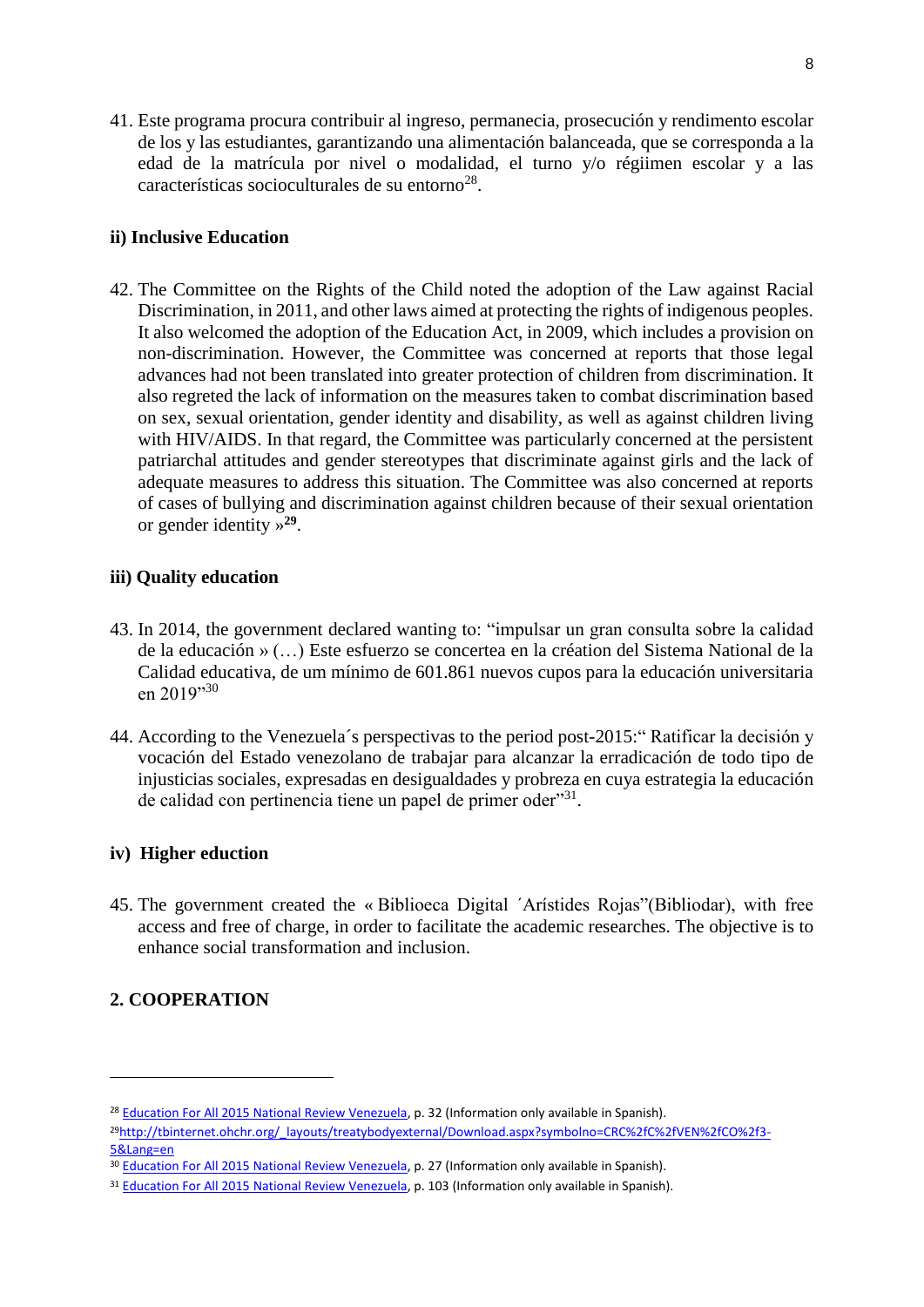41. Este programa procura contribuir al ingreso, permanecia, prosecución y rendimento escolar de los y las estudiantes, garantizando una alimentación balanceada, que se corresponda a la edad de la matrícula por nivel o modalidad, el turno y/o régiimen escolar y a las características socioculturales de su entorno[28].

**ii) Inclusive Education**

42. The Committee on the Rights of the Child noted the adoption of the Law against Racial Discrimination, in 2011, and other laws aimed at protecting the rights of indigenous peoples. It also welcomed the adoption of the Education Act, in 2009, which includes a provision on non-discrimination. However, the Committee was concerned at reports that those legal advances had not been translated into greater protection of children from discrimination. It also regreted the lack of information on the measures taken to combat discrimination based on sex, sexual orientation, gender identity and disability, as well as against children living with HIV/AIDS. In that regard, the Committee was particularly concerned at the persistent patriarchal attitudes and gender stereotypes that discriminate against girls and the lack of adequate measures to address this situation. The Committee was also concerned at reports of cases of bullying and discrimination against children because of their sexual orientation or gender identity »[29].

**iii) Quality education**

43. In 2014, the government declared wanting to: "impulsar un gran consulta sobre la calidad de la educación » (…) Este esfuerzo se concertea en la création del Sistema National de la Calidad educativa, de um mínimo de 601.861 nuevos cupos para la educación universitaria en 2019"[30]

44. According to the Venezuela´s perspectivas to the period post-2015:" Ratificar la decisión y vocación del Estado venezolano de trabajar para alcanzar la erradicación de todo tipo de injusticias sociales, expresadas en desigualdades y probreza en cuya estrategia la educación de calidad con pertinencia tiene un papel de primer oder"[31].

**iv) Higher eduction**

45. The government created the « Biblioeca Digital ´Arístides Rojas"(Bibliodar), with free access and free of charge, in order to facilitate the academic researches. The objective is to enhance social transformation and inclusion.

## 2. COOPERATION

---

[28] Education For All 2015 National Review Venezuela, p. 32 (Information only available in Spanish).

[29] http://tbinternet.ohchr.org/_layouts/treatybodyexternal/Download.aspx?symbolno=CRC%2fC%2fVEN%2fCO%2f3-5&Lang=en

[30] Education For All 2015 National Review Venezuela, p. 27 (Information only available in Spanish).

[31] Education For All 2015 National Review Venezuela, p. 103 (Information only available in Spanish).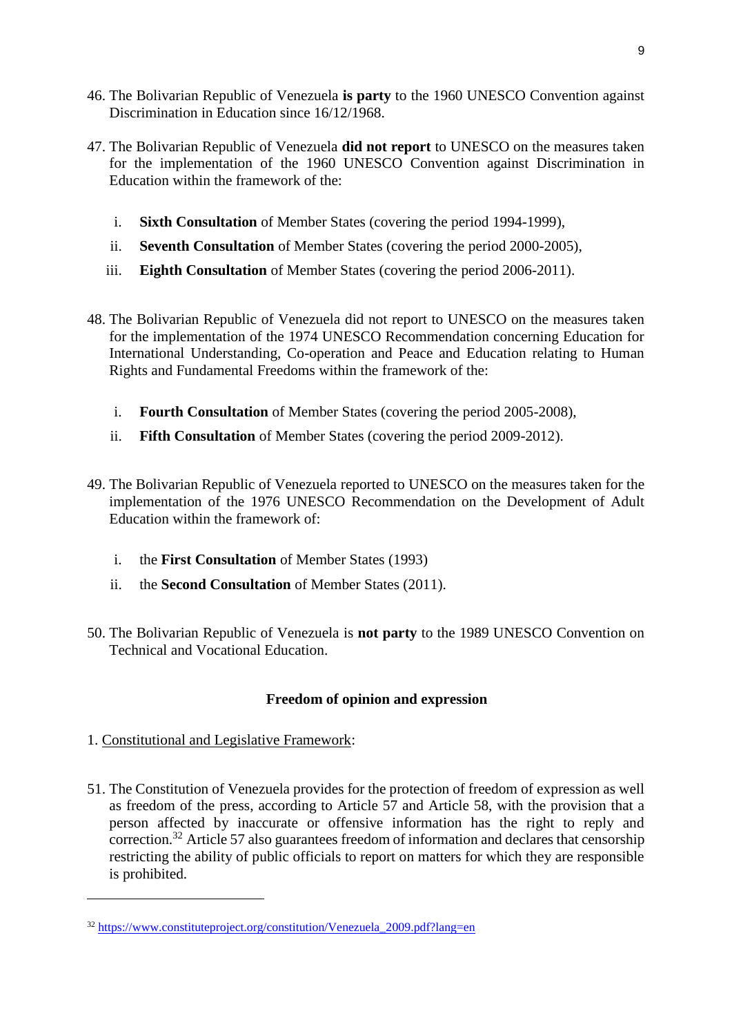46. The Bolivarian Republic of Venezuela **is party** to the 1960 UNESCO Convention against Discrimination in Education since 16/12/1968.

47. The Bolivarian Republic of Venezuela **did not report** to UNESCO on the measures taken for the implementation of the 1960 UNESCO Convention against Discrimination in Education within the framework of the:

   i. **Sixth Consultation** of Member States (covering the period 1994-1999),

   ii. **Seventh Consultation** of Member States (covering the period 2000-2005),

   iii. **Eighth Consultation** of Member States (covering the period 2006-2011).

48. The Bolivarian Republic of Venezuela did not report to UNESCO on the measures taken for the implementation of the 1974 UNESCO Recommendation concerning Education for International Understanding, Co-operation and Peace and Education relating to Human Rights and Fundamental Freedoms within the framework of the:

   i. **Fourth Consultation** of Member States (covering the period 2005-2008),

   ii. **Fifth Consultation** of Member States (covering the period 2009-2012).

49. The Bolivarian Republic of Venezuela reported to UNESCO on the measures taken for the implementation of the 1976 UNESCO Recommendation on the Development of Adult Education within the framework of:

   i. the **First Consultation** of Member States (1993)

   ii. the **Second Consultation** of Member States (2011).

50. The Bolivarian Republic of Venezuela is **not party** to the 1989 UNESCO Convention on Technical and Vocational Education.

**Freedom of opinion and expression**

1. Constitutional and Legislative Framework:

51. The Constitution of Venezuela provides for the protection of freedom of expression as well as freedom of the press, according to Article 57 and Article 58, with the provision that a person affected by inaccurate or offensive information has the right to reply and correction.[32] Article 57 also guarantees freedom of information and declares that censorship restricting the ability of public officials to report on matters for which they are responsible is prohibited.

---

[32] https://www.constituteproject.org/constitution/Venezuela_2009.pdf?lang=en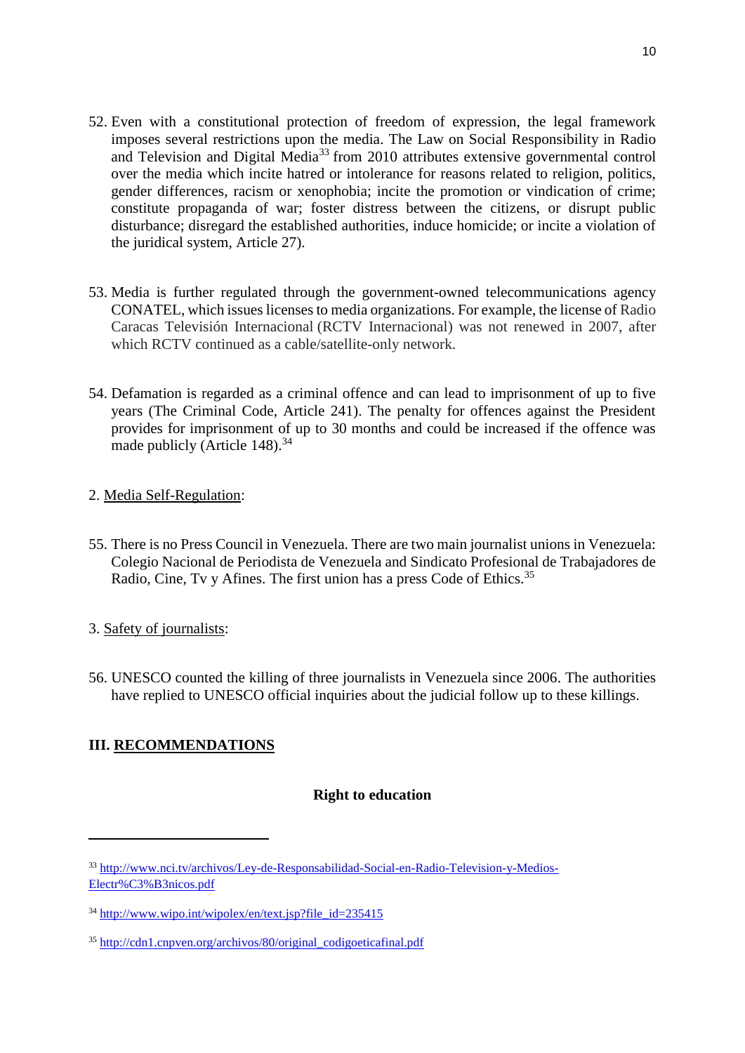52. Even with a constitutional protection of freedom of expression, the legal framework imposes several restrictions upon the media. The Law on Social Responsibility in Radio and Television and Digital Media[33] from 2010 attributes extensive governmental control over the media which incite hatred or intolerance for reasons related to religion, politics, gender differences, racism or xenophobia; incite the promotion or vindication of crime; constitute propaganda of war; foster distress between the citizens, or disrupt public disturbance; disregard the established authorities, induce homicide; or incite a violation of the juridical system, Article 27).

53. Media is further regulated through the government-owned telecommunications agency CONATEL, which issues licenses to media organizations. For example, the license of Radio Caracas Televisión Internacional (RCTV Internacional) was not renewed in 2007, after which RCTV continued as a cable/satellite-only network.

54. Defamation is regarded as a criminal offence and can lead to imprisonment of up to five years (The Criminal Code, Article 241). The penalty for offences against the President provides for imprisonment of up to 30 months and could be increased if the offence was made publicly (Article 148).[34]

2. Media Self-Regulation:

55. There is no Press Council in Venezuela. There are two main journalist unions in Venezuela: Colegio Nacional de Periodista de Venezuela and Sindicato Profesional de Trabajadores de Radio, Cine, Tv y Afines. The first union has a press Code of Ethics.[35]

3. Safety of journalists:

56. UNESCO counted the killing of three journalists in Venezuela since 2006. The authorities have replied to UNESCO official inquiries about the judicial follow up to these killings.

## III. RECOMMENDATIONS

### Right to education

---

[33] http://www.nci.tv/archivos/Ley-de-Responsabilidad-Social-en-Radio-Television-y-Medios-Electr%C3%B3nicos.pdf

[34] http://www.wipo.int/wipolex/en/text.jsp?file_id=235415

[35] http://cdn1.cnpven.org/archivos/80/original_codigoeticafinal.pdf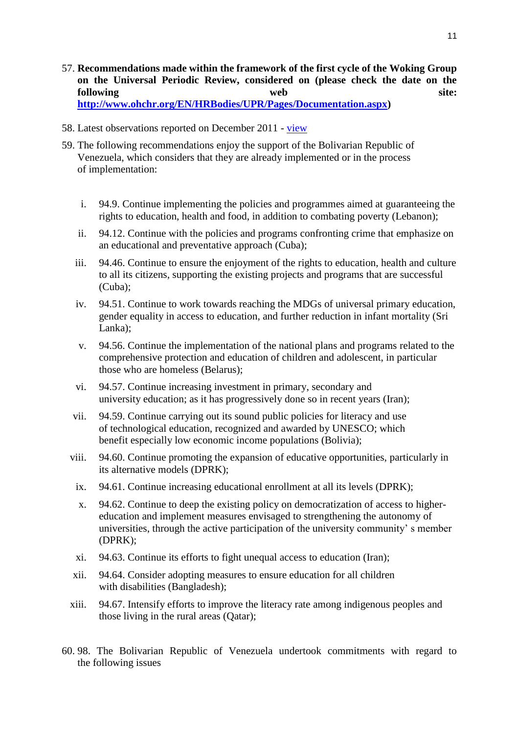57. **Recommendations made within the framework of the first cycle of the Woking Group on the Universal Periodic Review, considered on (please check the date on the following web site: [http://www.ohchr.org/EN/HRBodies/UPR/Pages/Documentation.aspx](http://www.ohchr.org/EN/HRBodies/UPR/Pages/Documentation.aspx))**

58. Latest observations reported on December 2011 - [view]()

59. The following recommendations enjoy the support of the Bolivarian Republic of Venezuela, which considers that they are already implemented or in the process of implementation:

    i. 94.9. Continue implementing the policies and programmes aimed at guaranteeing the rights to education, health and food, in addition to combating poverty (Lebanon);

    ii. 94.12. Continue with the policies and programs confronting crime that emphasize on an educational and preventative approach (Cuba);

    iii. 94.46. Continue to ensure the enjoyment of the rights to education, health and culture to all its citizens, supporting the existing projects and programs that are successful (Cuba);

    iv. 94.51. Continue to work towards reaching the MDGs of universal primary education, gender equality in access to education, and further reduction in infant mortality (Sri Lanka);

    v. 94.56. Continue the implementation of the national plans and programs related to the comprehensive protection and education of children and adolescent, in particular those who are homeless (Belarus);

    vi. 94.57. Continue increasing investment in primary, secondary and university education; as it has progressively done so in recent years (Iran);

    vii. 94.59. Continue carrying out its sound public policies for literacy and use of technological education, recognized and awarded by UNESCO; which benefit especially low economic income populations (Bolivia);

    viii. 94.60. Continue promoting the expansion of educative opportunities, particularly in its alternative models (DPRK);

    ix. 94.61. Continue increasing educational enrollment at all its levels (DPRK);

    x. 94.62. Continue to deep the existing policy on democratization of access to higher-education and implement measures envisaged to strengthening the autonomy of universities, through the active participation of the university community' s member (DPRK);

    xi. 94.63. Continue its efforts to fight unequal access to education (Iran);

    xii. 94.64. Consider adopting measures to ensure education for all children with disabilities (Bangladesh);

    xiii. 94.67. Intensify efforts to improve the literacy rate among indigenous peoples and those living in the rural areas (Qatar);

60. 98. The Bolivarian Republic of Venezuela undertook commitments with regard to the following issues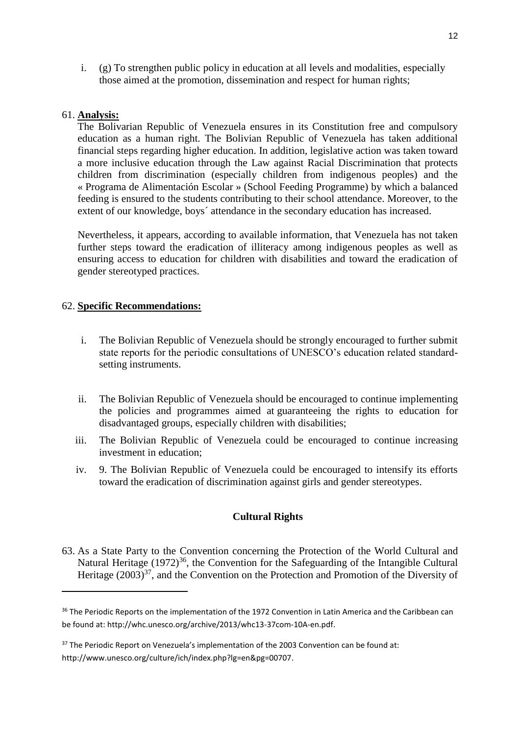i. (g) To strengthen public policy in education at all levels and modalities, especially those aimed at the promotion, dissemination and respect for human rights;

61. **Analysis:**

The Bolivarian Republic of Venezuela ensures in its Constitution free and compulsory education as a human right. The Bolivian Republic of Venezuela has taken additional financial steps regarding higher education. In addition, legislative action was taken toward a more inclusive education through the Law against Racial Discrimination that protects children from discrimination (especially children from indigenous peoples) and the « Programa de Alimentación Escolar » (School Feeding Programme) by which a balanced feeding is ensured to the students contributing to their school attendance. Moreover, to the extent of our knowledge, boys´ attendance in the secondary education has increased.

Nevertheless, it appears, according to available information, that Venezuela has not taken further steps toward the eradication of illiteracy among indigenous peoples as well as ensuring access to education for children with disabilities and toward the eradication of gender stereotyped practices.

62. **Specific Recommendations:**

i. The Bolivian Republic of Venezuela should be strongly encouraged to further submit state reports for the periodic consultations of UNESCO's education related standard-setting instruments.

ii. The Bolivian Republic of Venezuela should be encouraged to continue implementing the policies and programmes aimed at guaranteeing the rights to education for disadvantaged groups, especially children with disabilities;

iii. The Bolivian Republic of Venezuela could be encouraged to continue increasing investment in education;

iv. 9. The Bolivian Republic of Venezuela could be encouraged to intensify its efforts toward the eradication of discrimination against girls and gender stereotypes.

## Cultural Rights

63. As a State Party to the Convention concerning the Protection of the World Cultural and Natural Heritage (1972)[36], the Convention for the Safeguarding of the Intangible Cultural Heritage (2003)[37], and the Convention on the Protection and Promotion of the Diversity of

---

[36] The Periodic Reports on the implementation of the 1972 Convention in Latin America and the Caribbean can be found at: http://whc.unesco.org/archive/2013/whc13-37com-10A-en.pdf.

[37] The Periodic Report on Venezuela's implementation of the 2003 Convention can be found at: http://www.unesco.org/culture/ich/index.php?lg=en&pg=00707.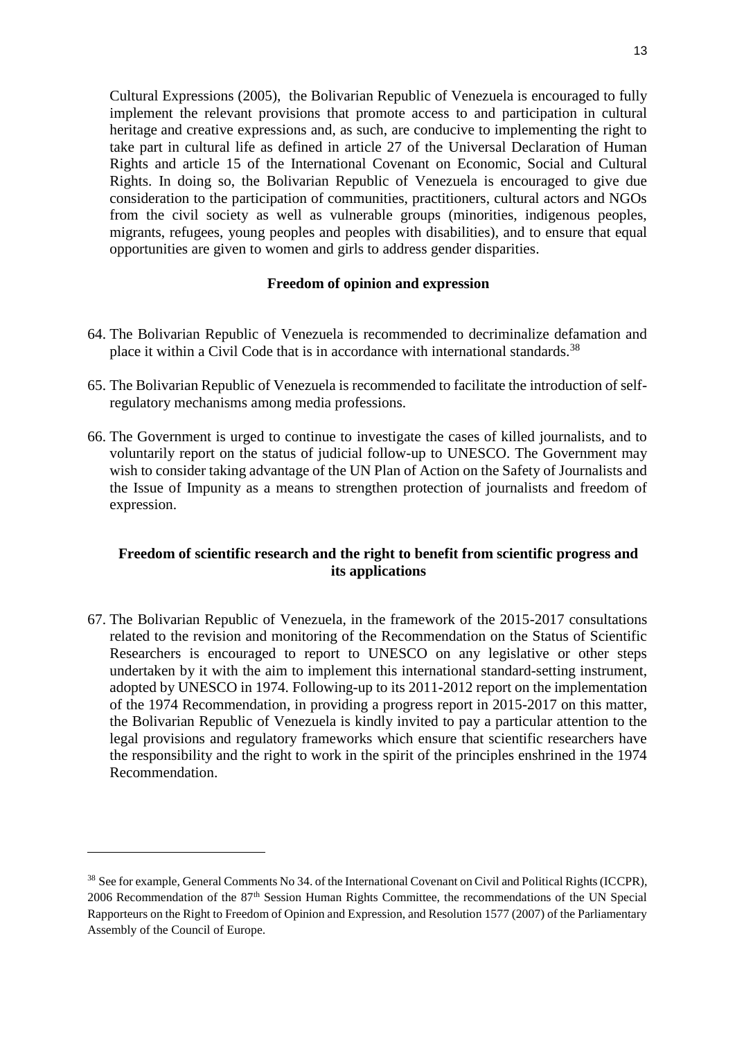Cultural Expressions (2005), the Bolivarian Republic of Venezuela is encouraged to fully implement the relevant provisions that promote access to and participation in cultural heritage and creative expressions and, as such, are conducive to implementing the right to take part in cultural life as defined in article 27 of the Universal Declaration of Human Rights and article 15 of the International Covenant on Economic, Social and Cultural Rights. In doing so, the Bolivarian Republic of Venezuela is encouraged to give due consideration to the participation of communities, practitioners, cultural actors and NGOs from the civil society as well as vulnerable groups (minorities, indigenous peoples, migrants, refugees, young peoples and peoples with disabilities), and to ensure that equal opportunities are given to women and girls to address gender disparities.

**Freedom of opinion and expression**

64. The Bolivarian Republic of Venezuela is recommended to decriminalize defamation and place it within a Civil Code that is in accordance with international standards.[38]

65. The Bolivarian Republic of Venezuela is recommended to facilitate the introduction of self-regulatory mechanisms among media professions.

66. The Government is urged to continue to investigate the cases of killed journalists, and to voluntarily report on the status of judicial follow-up to UNESCO. The Government may wish to consider taking advantage of the UN Plan of Action on the Safety of Journalists and the Issue of Impunity as a means to strengthen protection of journalists and freedom of expression.

**Freedom of scientific research and the right to benefit from scientific progress and its applications**

67. The Bolivarian Republic of Venezuela, in the framework of the 2015-2017 consultations related to the revision and monitoring of the Recommendation on the Status of Scientific Researchers is encouraged to report to UNESCO on any legislative or other steps undertaken by it with the aim to implement this international standard-setting instrument, adopted by UNESCO in 1974. Following-up to its 2011-2012 report on the implementation of the 1974 Recommendation, in providing a progress report in 2015-2017 on this matter, the Bolivarian Republic of Venezuela is kindly invited to pay a particular attention to the legal provisions and regulatory frameworks which ensure that scientific researchers have the responsibility and the right to work in the spirit of the principles enshrined in the 1974 Recommendation.

[38] See for example, General Comments No 34. of the International Covenant on Civil and Political Rights (ICCPR), 2006 Recommendation of the 87th Session Human Rights Committee, the recommendations of the UN Special Rapporteurs on the Right to Freedom of Opinion and Expression, and Resolution 1577 (2007) of the Parliamentary Assembly of the Council of Europe.